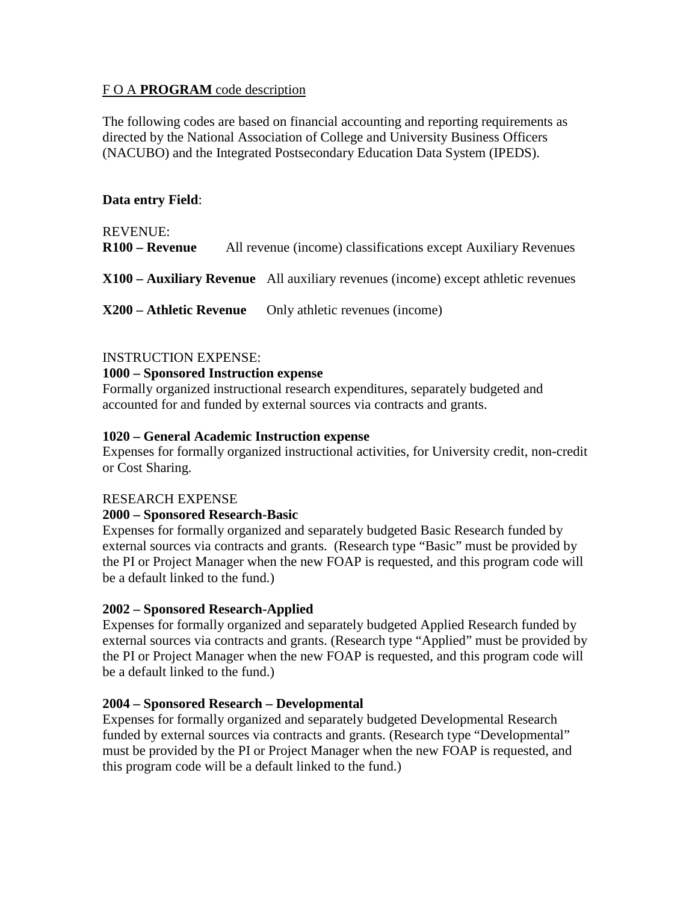F O A **PROGRAM** code description

The following codes are based on financial accounting and reporting requirements as directed by the National Association of College and University Business Officers (NACUBO) and the Integrated Postsecondary Education Data System (IPEDS).

**Data entry Field**:

REVENUE:

**R100 – Revenue** All revenue (income) classifications except Auxiliary Revenues

**X100 – Auxiliary Revenue** All auxiliary revenues (income) except athletic revenues

**X200 – Athletic Revenue** Only athletic revenues (income)

INSTRUCTION EXPENSE:

**1000 – Sponsored Instruction expense**

Formally organized instructional research expenditures, separately budgeted and accounted for and funded by external sources via contracts and grants.

**1020 – General Academic Instruction expense**

Expenses for formally organized instructional activities, for University credit, non-credit or Cost Sharing.

RESEARCH EXPENSE

**2000 – Sponsored Research-Basic**

Expenses for formally organized and separately budgeted Basic Research funded by external sources via contracts and grants. (Research type "Basic" must be provided by the PI or Project Manager when the new FOAP is requested, and this program code will be a default linked to the fund.)

**2002 – Sponsored Research-Applied**

Expenses for formally organized and separately budgeted Applied Research funded by external sources via contracts and grants. (Research type "Applied" must be provided by the PI or Project Manager when the new FOAP is requested, and this program code will be a default linked to the fund.)

**2004 – Sponsored Research – Developmental**

Expenses for formally organized and separately budgeted Developmental Research funded by external sources via contracts and grants. (Research type "Developmental" must be provided by the PI or Project Manager when the new FOAP is requested, and this program code will be a default linked to the fund.)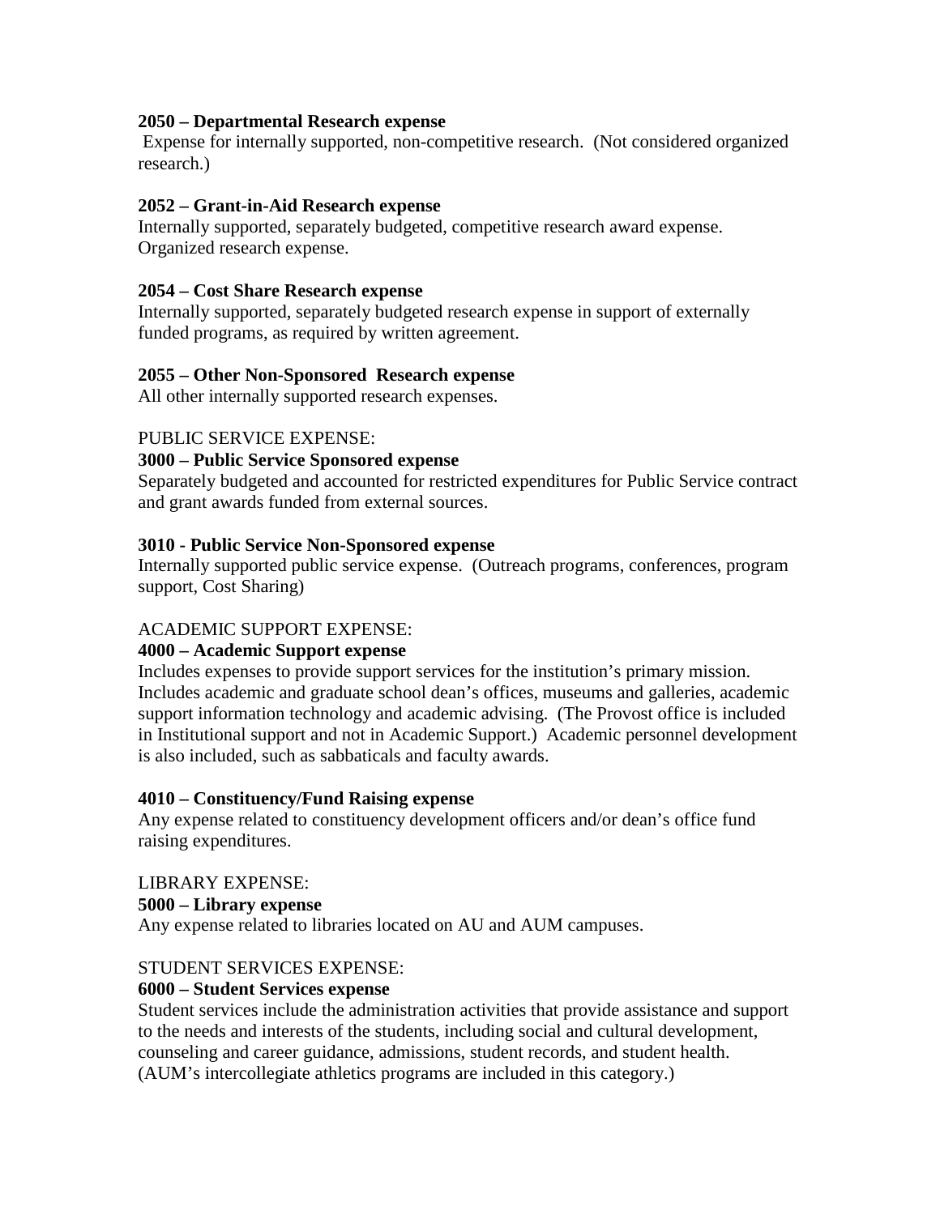**2050 – Departmental Research expense**
Expense for internally supported, non-competitive research. (Not considered organized research.)

**2052 – Grant-in-Aid Research expense**
Internally supported, separately budgeted, competitive research award expense. Organized research expense.

**2054 – Cost Share Research expense**
Internally supported, separately budgeted research expense in support of externally funded programs, as required by written agreement.

**2055 – Other Non-Sponsored Research expense**
All other internally supported research expenses.

PUBLIC SERVICE EXPENSE:

**3000 – Public Service Sponsored expense**
Separately budgeted and accounted for restricted expenditures for Public Service contract and grant awards funded from external sources.

**3010 - Public Service Non-Sponsored expense**
Internally supported public service expense. (Outreach programs, conferences, program support, Cost Sharing)

ACADEMIC SUPPORT EXPENSE:

**4000 – Academic Support expense**
Includes expenses to provide support services for the institution's primary mission. Includes academic and graduate school dean's offices, museums and galleries, academic support information technology and academic advising. (The Provost office is included in Institutional support and not in Academic Support.) Academic personnel development is also included, such as sabbaticals and faculty awards.

**4010 – Constituency/Fund Raising expense**
Any expense related to constituency development officers and/or dean's office fund raising expenditures.

LIBRARY EXPENSE:

**5000 – Library expense**
Any expense related to libraries located on AU and AUM campuses.

STUDENT SERVICES EXPENSE:

**6000 – Student Services expense**
Student services include the administration activities that provide assistance and support to the needs and interests of the students, including social and cultural development, counseling and career guidance, admissions, student records, and student health. (AUM's intercollegiate athletics programs are included in this category.)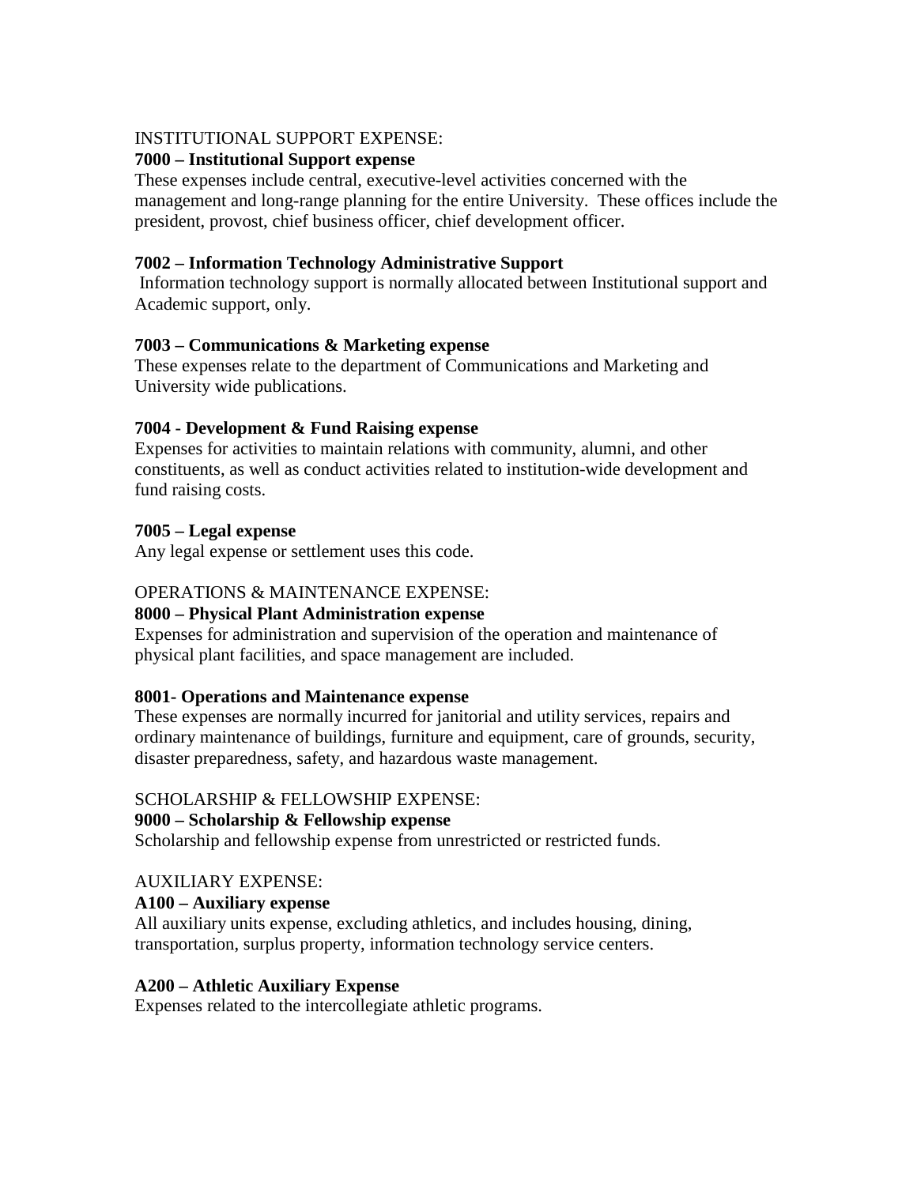INSTITUTIONAL SUPPORT EXPENSE:

**7000 – Institutional Support expense**

These expenses include central, executive-level activities concerned with the management and long-range planning for the entire University. These offices include the president, provost, chief business officer, chief development officer.

**7002 – Information Technology Administrative Support**

Information technology support is normally allocated between Institutional support and Academic support, only.

**7003 – Communications & Marketing expense**

These expenses relate to the department of Communications and Marketing and University wide publications.

**7004 - Development & Fund Raising expense**

Expenses for activities to maintain relations with community, alumni, and other constituents, as well as conduct activities related to institution-wide development and fund raising costs.

**7005 – Legal expense**

Any legal expense or settlement uses this code.

OPERATIONS & MAINTENANCE EXPENSE:

**8000 – Physical Plant Administration expense**

Expenses for administration and supervision of the operation and maintenance of physical plant facilities, and space management are included.

**8001- Operations and Maintenance expense**

These expenses are normally incurred for janitorial and utility services, repairs and ordinary maintenance of buildings, furniture and equipment, care of grounds, security, disaster preparedness, safety, and hazardous waste management.

SCHOLARSHIP & FELLOWSHIP EXPENSE:

**9000 – Scholarship & Fellowship expense**

Scholarship and fellowship expense from unrestricted or restricted funds.

AUXILIARY EXPENSE:

**A100 – Auxiliary expense**

All auxiliary units expense, excluding athletics, and includes housing, dining, transportation, surplus property, information technology service centers.

**A200 – Athletic Auxiliary Expense**

Expenses related to the intercollegiate athletic programs.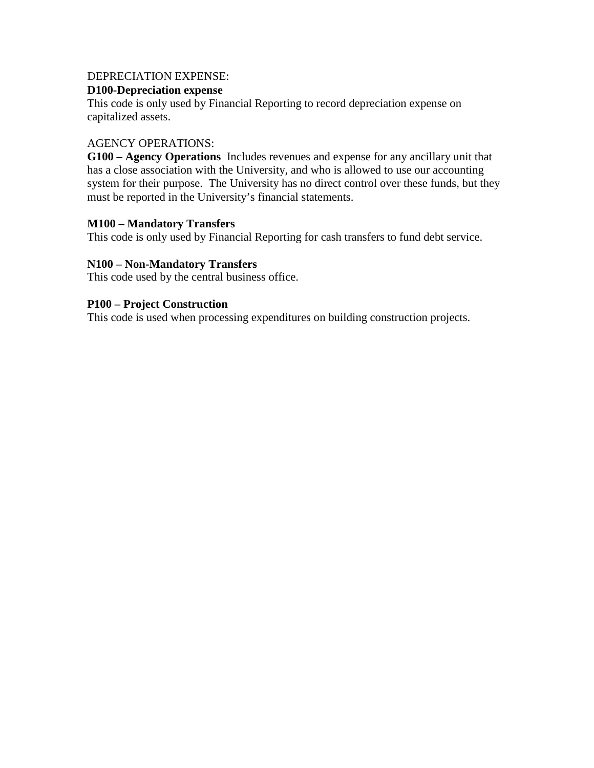DEPRECIATION EXPENSE:

**D100-Depreciation expense**
This code is only used by Financial Reporting to record depreciation expense on capitalized assets.

AGENCY OPERATIONS:

**G100 – Agency Operations** Includes revenues and expense for any ancillary unit that has a close association with the University, and who is allowed to use our accounting system for their purpose. The University has no direct control over these funds, but they must be reported in the University's financial statements.

**M100 – Mandatory Transfers**
This code is only used by Financial Reporting for cash transfers to fund debt service.

**N100 – Non-Mandatory Transfers**
This code used by the central business office.

**P100 – Project Construction**
This code is used when processing expenditures on building construction projects.